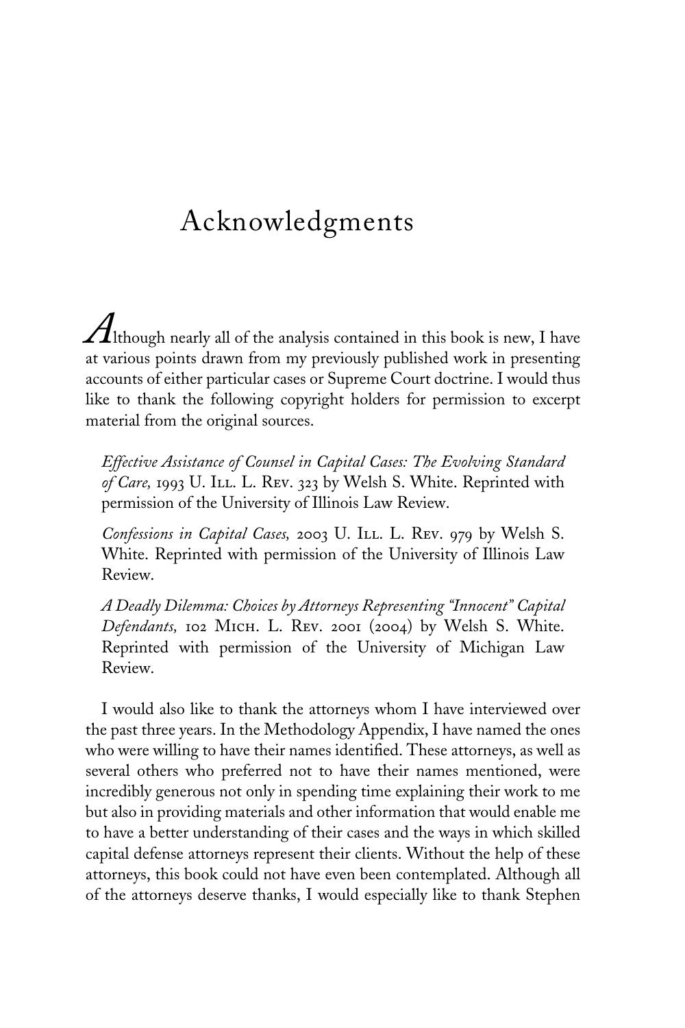# Acknowledgments

Although nearly all of the analysis contained in this book is new, I have at various points drawn from my previously published work in presenting accounts of either particular cases or Supreme Court doctrine. I would thus like to thank the following copyright holders for permission to excerpt material from the original sources.

> *Effective Assistance of Counsel in Capital Cases: The Evolving Standard of Care,* 1993 U. Ill. L. Rev. 323 by Welsh S. White. Reprinted with permission of the University of Illinois Law Review.
>
> *Confessions in Capital Cases,* 2003 U. Ill. L. Rev. 979 by Welsh S. White. Reprinted with permission of the University of Illinois Law Review.
>
> *A Deadly Dilemma: Choices by Attorneys Representing "Innocent" Capital Defendants,* 102 Mich. L. Rev. 2001 (2004) by Welsh S. White. Reprinted with permission of the University of Michigan Law Review.

I would also like to thank the attorneys whom I have interviewed over the past three years. In the Methodology Appendix, I have named the ones who were willing to have their names identified. These attorneys, as well as several others who preferred not to have their names mentioned, were incredibly generous not only in spending time explaining their work to me but also in providing materials and other information that would enable me to have a better understanding of their cases and the ways in which skilled capital defense attorneys represent their clients. Without the help of these attorneys, this book could not have even been contemplated. Although all of the attorneys deserve thanks, I would especially like to thank Stephen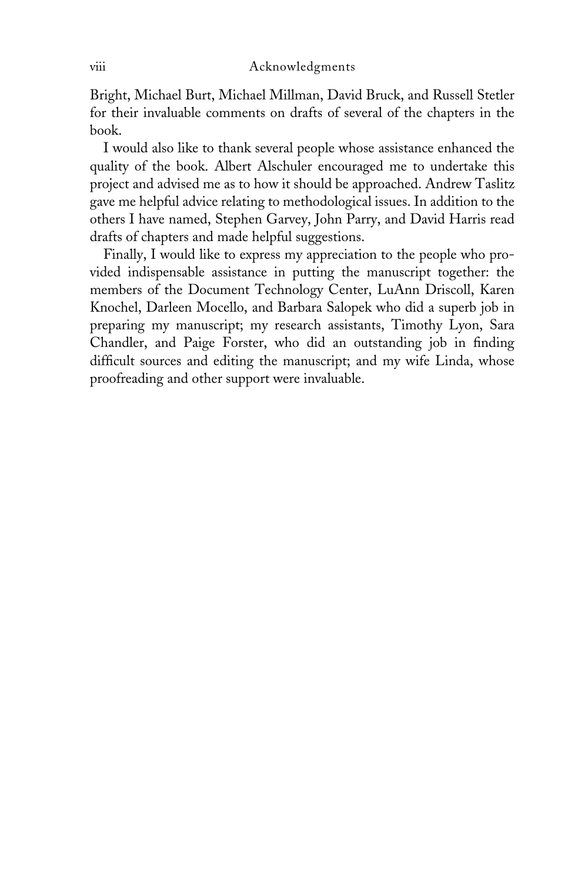Bright, Michael Burt, Michael Millman, David Bruck, and Russell Stetler for their invaluable comments on drafts of several of the chapters in the book.

I would also like to thank several people whose assistance enhanced the quality of the book. Albert Alschuler encouraged me to undertake this project and advised me as to how it should be approached. Andrew Taslitz gave me helpful advice relating to methodological issues. In addition to the others I have named, Stephen Garvey, John Parry, and David Harris read drafts of chapters and made helpful suggestions.

Finally, I would like to express my appreciation to the people who provided indispensable assistance in putting the manuscript together: the members of the Document Technology Center, LuAnn Driscoll, Karen Knochel, Darleen Mocello, and Barbara Salopek who did a superb job in preparing my manuscript; my research assistants, Timothy Lyon, Sara Chandler, and Paige Forster, who did an outstanding job in finding difficult sources and editing the manuscript; and my wife Linda, whose proofreading and other support were invaluable.